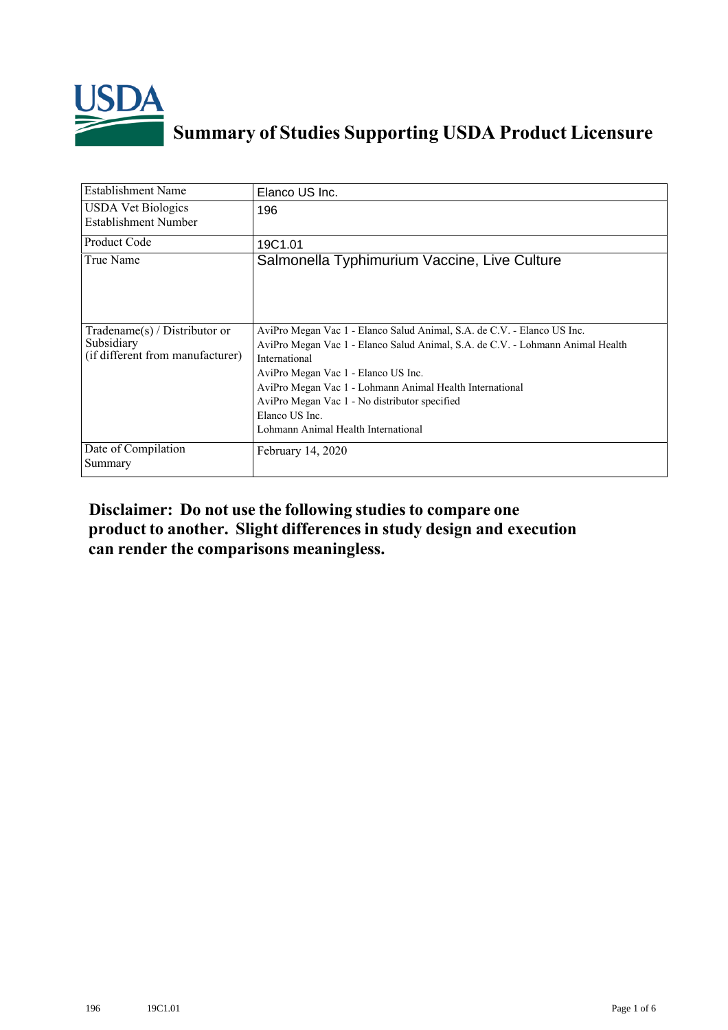# Summary of Studies Supporting USDA Product Licensure

| Establishment Name | Elanco US Inc. |
|---|---|
| USDA Vet Biologics Establishment Number | 196 |
| Product Code | 19C1.01 |
| True Name | Salmonella Typhimurium Vaccine, Live Culture |
| Tradename(s) / Distributor or Subsidiary (if different from manufacturer) | AviPro Megan Vac 1 - Elanco Salud Animal, S.A. de C.V. - Elanco US Inc.<br>AviPro Megan Vac 1 - Elanco Salud Animal, S.A. de C.V. - Lohmann Animal Health International<br>AviPro Megan Vac 1 - Elanco US Inc.<br>AviPro Megan Vac 1 - Lohmann Animal Health International<br>AviPro Megan Vac 1 - No distributor specified<br>Elanco US Inc.<br>Lohmann Animal Health International |
| Date of Compilation Summary | February 14, 2020 |

## Disclaimer: Do not use the following studies to compare one product to another. Slight differences in study design and execution can render the comparisons meaningless.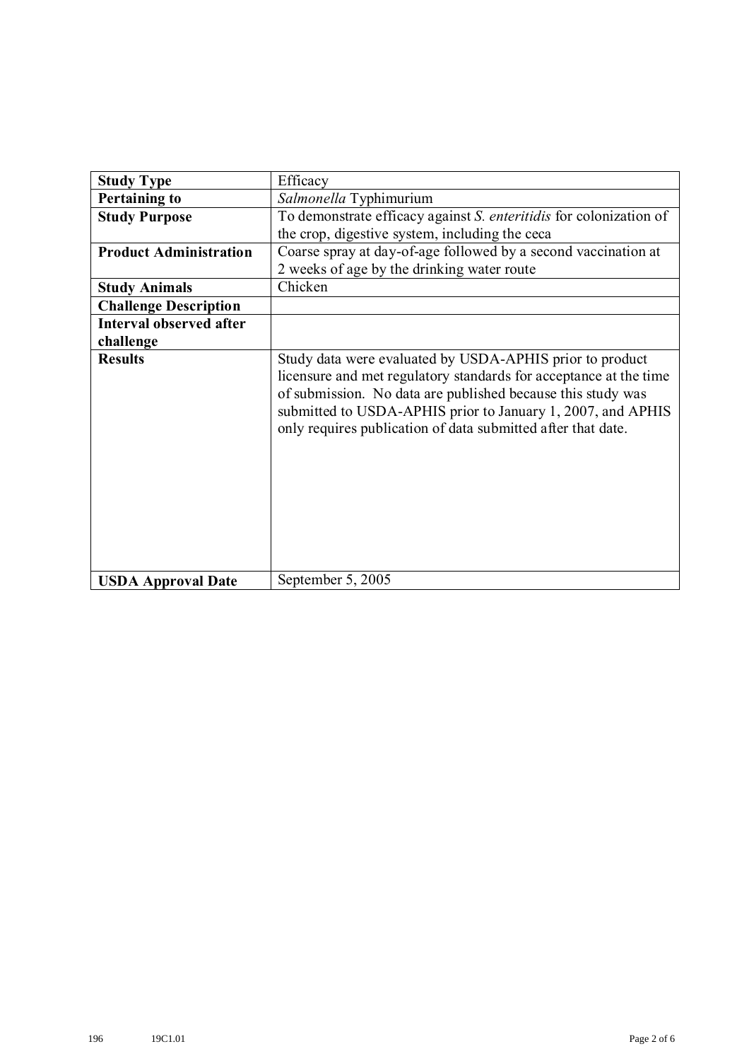| Study Type | Efficacy |
|---|---|
| **Pertaining to** | *Salmonella* Typhimurium |
| **Study Purpose** | To demonstrate efficacy against *S. enteritidis* for colonization of the crop, digestive system, including the ceca |
| **Product Administration** | Coarse spray at day-of-age followed by a second vaccination at 2 weeks of age by the drinking water route |
| **Study Animals** | Chicken |
| **Challenge Description** | |
| **Interval observed after challenge** | |
| **Results** | Study data were evaluated by USDA-APHIS prior to product licensure and met regulatory standards for acceptance at the time of submission. No data are published because this study was submitted to USDA-APHIS prior to January 1, 2007, and APHIS only requires publication of data submitted after that date. |
| **USDA Approval Date** | September 5, 2005 |

196 19C1.01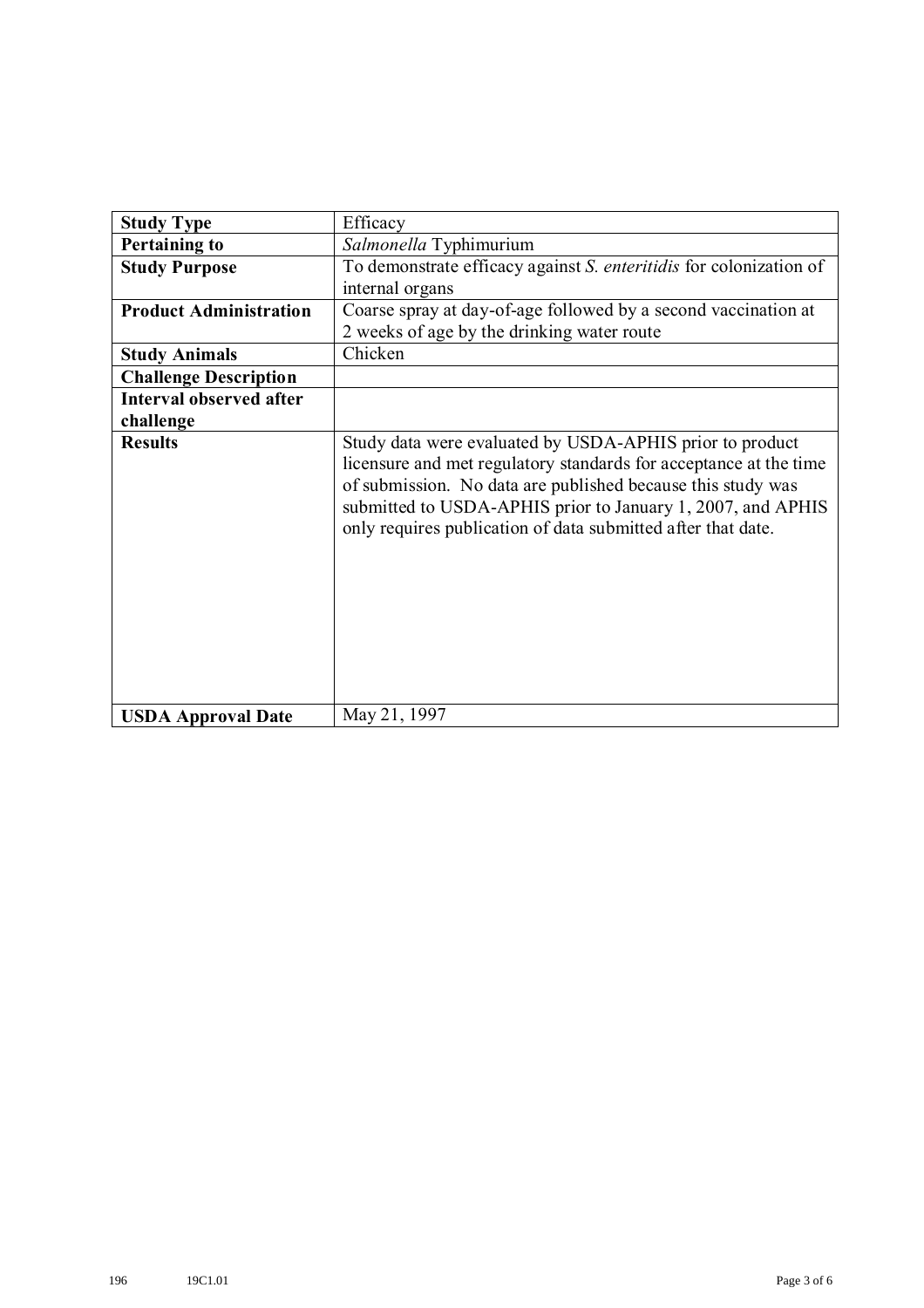| Study Type | Efficacy |
|---|---|
| **Pertaining to** | *Salmonella* Typhimurium |
| **Study Purpose** | To demonstrate efficacy against *S. enteritidis* for colonization of internal organs |
| **Product Administration** | Coarse spray at day-of-age followed by a second vaccination at 2 weeks of age by the drinking water route |
| **Study Animals** | Chicken |
| **Challenge Description** | |
| **Interval observed after challenge** | |
| **Results** | Study data were evaluated by USDA-APHIS prior to product licensure and met regulatory standards for acceptance at the time of submission. No data are published because this study was submitted to USDA-APHIS prior to January 1, 2007, and APHIS only requires publication of data submitted after that date. |
| **USDA Approval Date** | May 21, 1997 |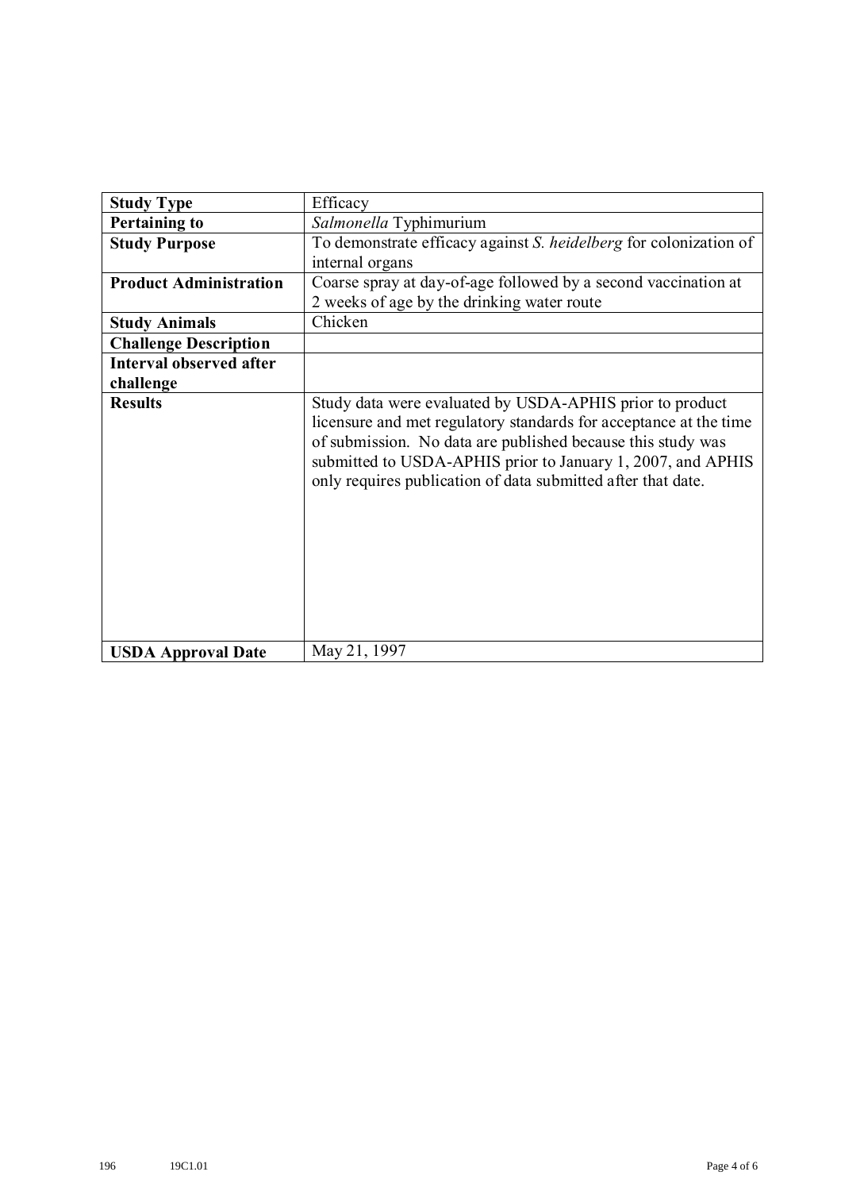| **Study Type** | Efficacy |
|---|---|
| **Pertaining to** | *Salmonella* Typhimurium |
| **Study Purpose** | To demonstrate efficacy against *S. heidelberg* for colonization of internal organs |
| **Product Administration** | Coarse spray at day-of-age followed by a second vaccination at 2 weeks of age by the drinking water route |
| **Study Animals** | Chicken |
| **Challenge Description** | |
| **Interval observed after challenge** | |
| **Results** | Study data were evaluated by USDA-APHIS prior to product licensure and met regulatory standards for acceptance at the time of submission. No data are published because this study was submitted to USDA-APHIS prior to January 1, 2007, and APHIS only requires publication of data submitted after that date. |
| **USDA Approval Date** | May 21, 1997 |

196 19C1.01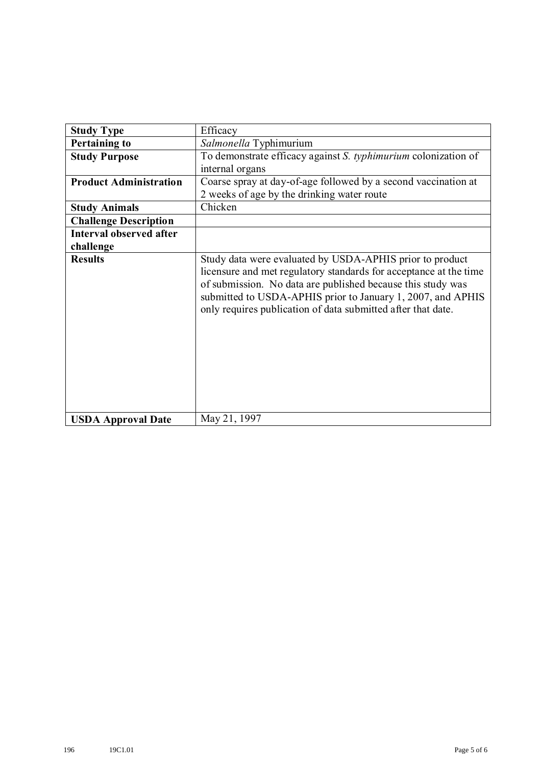| **Study Type** | Efficacy |
|---|---|
| **Pertaining to** | *Salmonella* Typhimurium |
| **Study Purpose** | To demonstrate efficacy against *S. typhimurium* colonization of internal organs |
| **Product Administration** | Coarse spray at day-of-age followed by a second vaccination at 2 weeks of age by the drinking water route |
| **Study Animals** | Chicken |
| **Challenge Description** | |
| **Interval observed after challenge** | |
| **Results** | Study data were evaluated by USDA-APHIS prior to product licensure and met regulatory standards for acceptance at the time of submission. No data are published because this study was submitted to USDA-APHIS prior to January 1, 2007, and APHIS only requires publication of data submitted after that date. |
| **USDA Approval Date** | May 21, 1997 |

196 19C1.01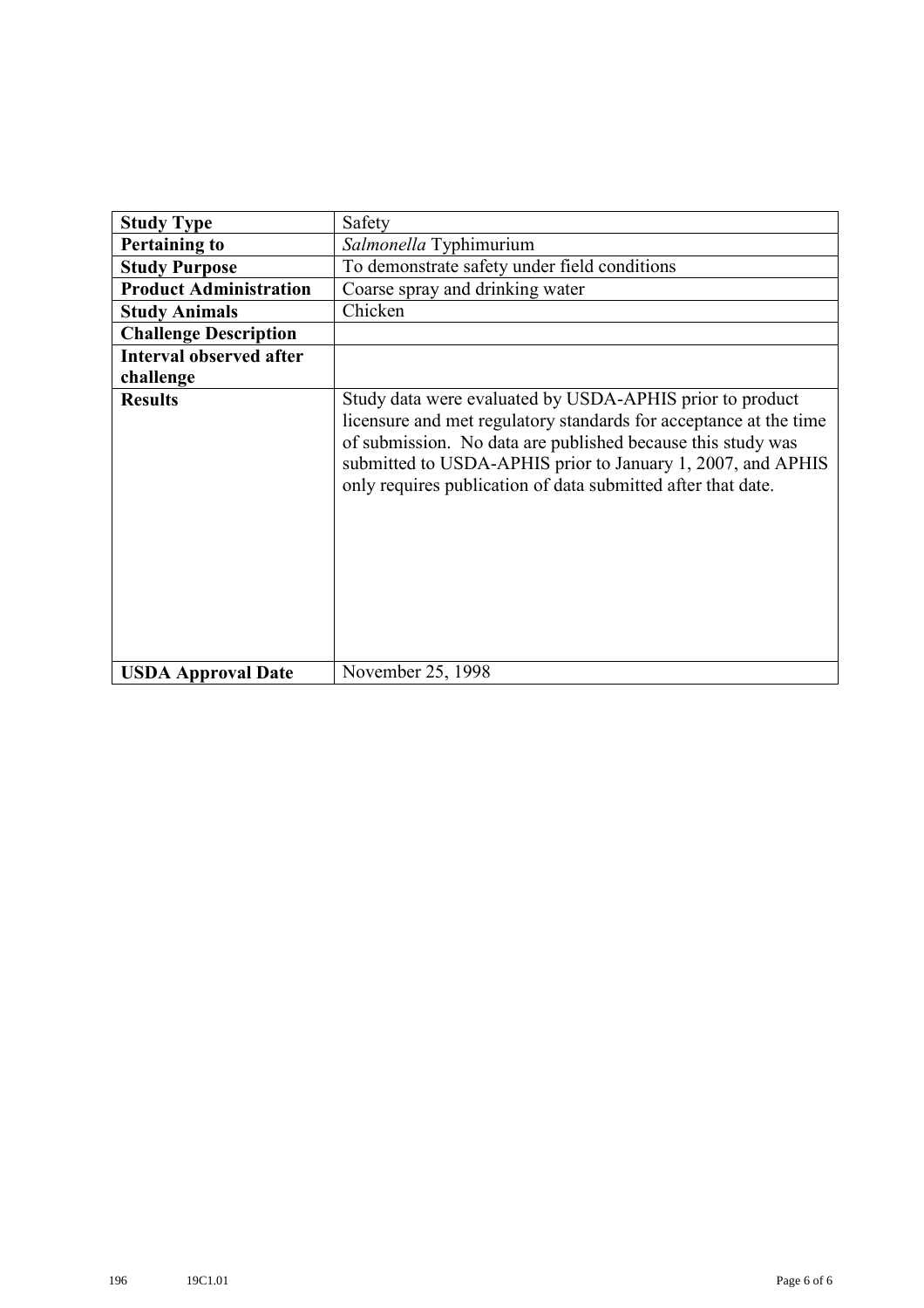| | |
|---|---|
| **Study Type** | Safety |
| **Pertaining to** | *Salmonella* Typhimurium |
| **Study Purpose** | To demonstrate safety under field conditions |
| **Product Administration** | Coarse spray and drinking water |
| **Study Animals** | Chicken |
| **Challenge Description** | |
| **Interval observed after challenge** | |
| **Results** | Study data were evaluated by USDA-APHIS prior to product licensure and met regulatory standards for acceptance at the time of submission. No data are published because this study was submitted to USDA-APHIS prior to January 1, 2007, and APHIS only requires publication of data submitted after that date. |
| **USDA Approval Date** | November 25, 1998 |

196 19C1.01